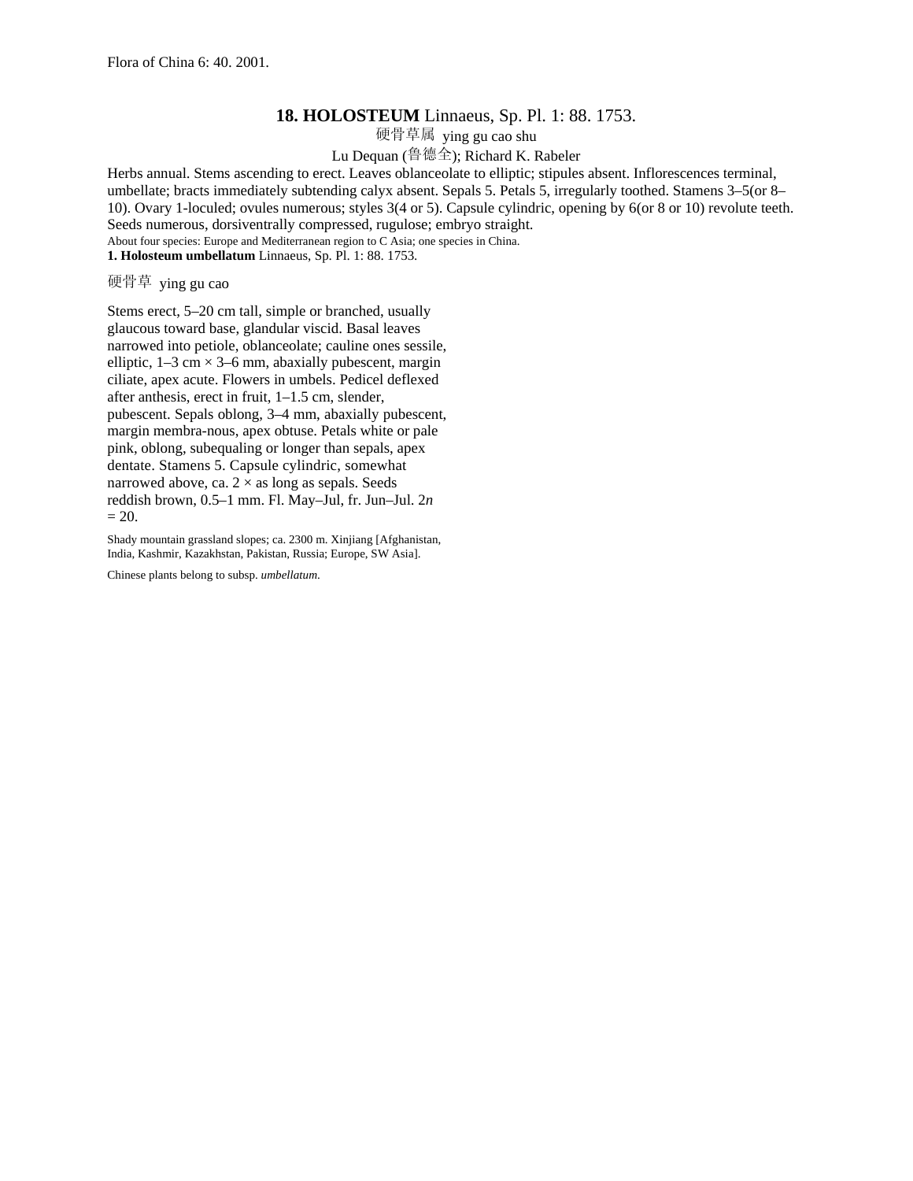Flora of China 6: 40. 2001.

# 18. HOLOSTEUM Linnaeus, Sp. Pl. 1: 88. 1753.

硬骨草属 ying gu cao shu

Lu Dequan (鲁德全); Richard K. Rabeler

Herbs annual. Stems ascending to erect. Leaves oblanceolate to elliptic; stipules absent. Inflorescences terminal, umbellate; bracts immediately subtending calyx absent. Sepals 5. Petals 5, irregularly toothed. Stamens 3–5(or 8–10). Ovary 1-loculed; ovules numerous; styles 3(4 or 5). Capsule cylindric, opening by 6(or 8 or 10) revolute teeth. Seeds numerous, dorsiventrally compressed, rugulose; embryo straight.

About four species: Europe and Mediterranean region to C Asia; one species in China.

**1. Holosteum umbellatum** Linnaeus, Sp. Pl. 1: 88. 1753.

硬骨草 ying gu cao

Stems erect, 5–20 cm tall, simple or branched, usually glaucous toward base, glandular viscid. Basal leaves narrowed into petiole, oblanceolate; cauline ones sessile, elliptic, 1–3 cm × 3–6 mm, abaxially pubescent, margin ciliate, apex acute. Flowers in umbels. Pedicel deflexed after anthesis, erect in fruit, 1–1.5 cm, slender, pubescent. Sepals oblong, 3–4 mm, abaxially pubescent, margin membra-nous, apex obtuse. Petals white or pale pink, oblong, subequaling or longer than sepals, apex dentate. Stamens 5. Capsule cylindric, somewhat narrowed above, ca. 2 × as long as sepals. Seeds reddish brown, 0.5–1 mm. Fl. May–Jul, fr. Jun–Jul. $2n = 20$.

Shady mountain grassland slopes; ca. 2300 m. Xinjiang [Afghanistan, India, Kashmir, Kazakhstan, Pakistan, Russia; Europe, SW Asia].

Chinese plants belong to subsp. *umbellatum*.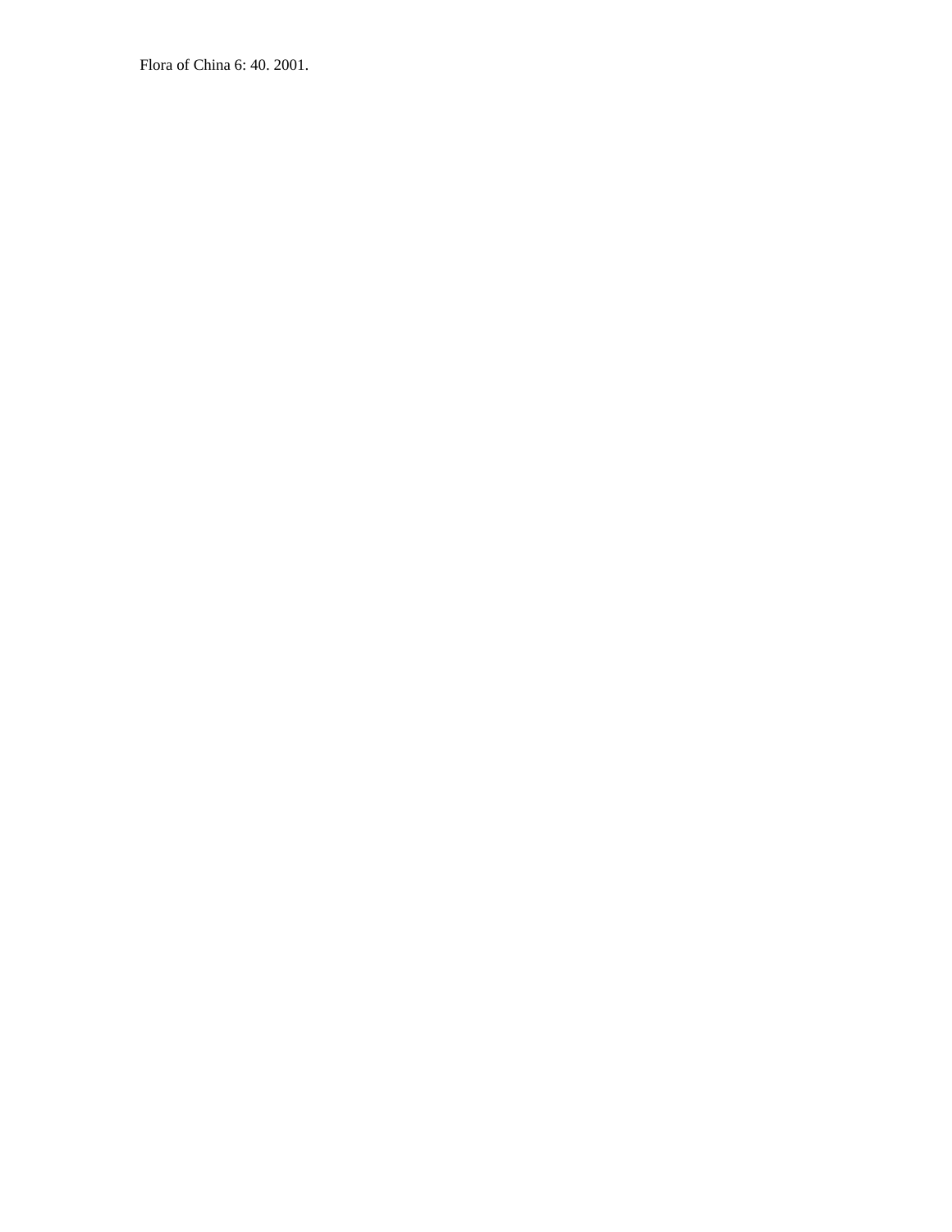Flora of China 6: 40. 2001.